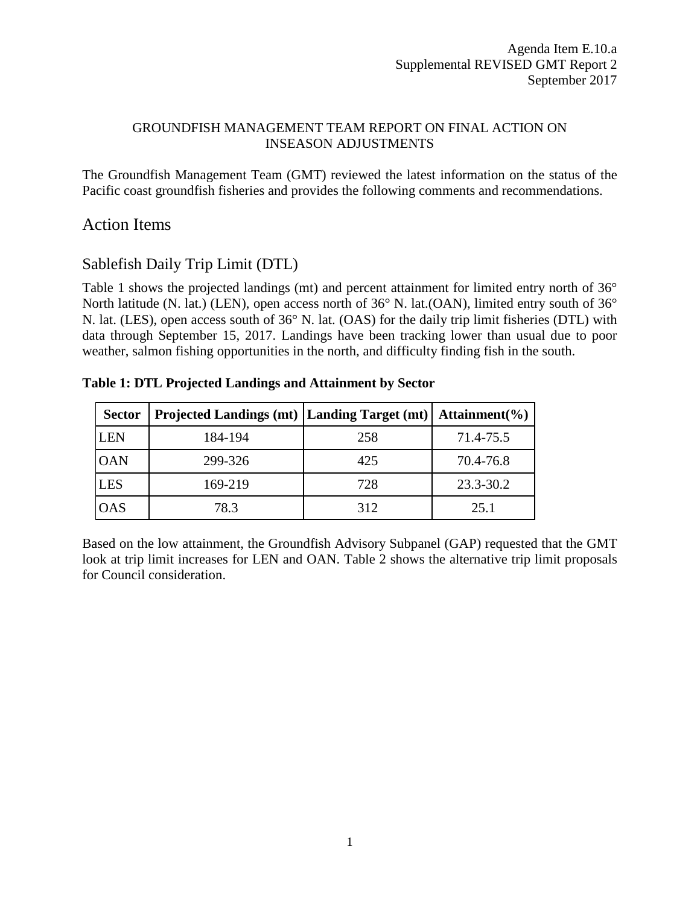Agenda Item E.10.a
Supplemental REVISED GMT Report 2
September 2017

GROUNDFISH MANAGEMENT TEAM REPORT ON FINAL ACTION ON INSEASON ADJUSTMENTS

The Groundfish Management Team (GMT) reviewed the latest information on the status of the Pacific coast groundfish fisheries and provides the following comments and recommendations.

# Action Items

## Sablefish Daily Trip Limit (DTL)

Table 1 shows the projected landings (mt) and percent attainment for limited entry north of 36° North latitude (N. lat.) (LEN), open access north of 36° N. lat.(OAN), limited entry south of 36° N. lat. (LES), open access south of 36° N. lat. (OAS) for the daily trip limit fisheries (DTL) with data through September 15, 2017. Landings have been tracking lower than usual due to poor weather, salmon fishing opportunities in the north, and difficulty finding fish in the south.

**Table 1: DTL Projected Landings and Attainment by Sector**

| Sector | Projected Landings (mt) | Landing Target (mt) | Attainment(%) |
|---|---|---|---|
| LEN | 184-194 | 258 | 71.4-75.5 |
| OAN | 299-326 | 425 | 70.4-76.8 |
| LES | 169-219 | 728 | 23.3-30.2 |
| OAS | 78.3 | 312 | 25.1 |

Based on the low attainment, the Groundfish Advisory Subpanel (GAP) requested that the GMT look at trip limit increases for LEN and OAN. Table 2 shows the alternative trip limit proposals for Council consideration.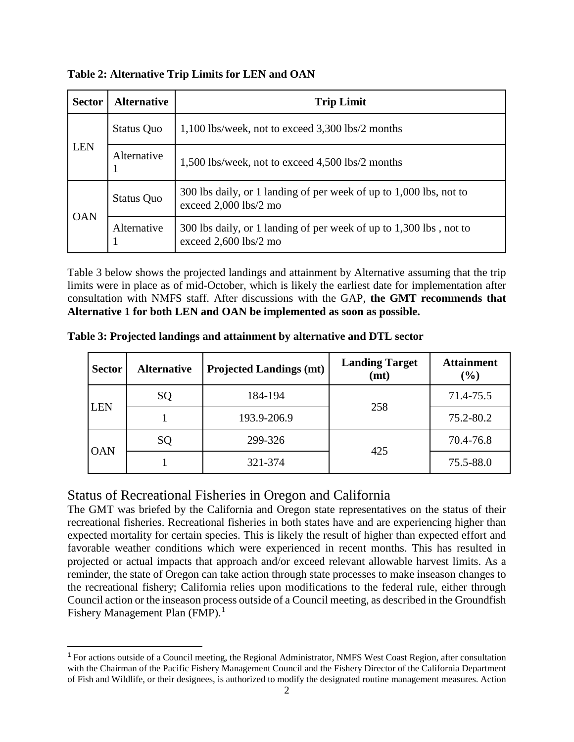**Table 2: Alternative Trip Limits for LEN and OAN**

| Sector | Alternative | Trip Limit |
|---|---|---|
| LEN | Status Quo | 1,100 lbs/week, not to exceed 3,300 lbs/2 months |
| | Alternative 1 | 1,500 lbs/week, not to exceed 4,500 lbs/2 months |
| OAN | Status Quo | 300 lbs daily, or 1 landing of per week of up to 1,000 lbs, not to exceed 2,000 lbs/2 mo |
| | Alternative 1 | 300 lbs daily, or 1 landing of per week of up to 1,300 lbs , not to exceed 2,600 lbs/2 mo |

Table 3 below shows the projected landings and attainment by Alternative assuming that the trip limits were in place as of mid-October, which is likely the earliest date for implementation after consultation with NMFS staff. After discussions with the GAP, **the GMT recommends that Alternative 1 for both LEN and OAN be implemented as soon as possible.**

**Table 3: Projected landings and attainment by alternative and DTL sector**

| Sector | Alternative | Projected Landings (mt) | Landing Target (mt) | Attainment (%) |
|---|---|---|---|---|
| LEN | SQ | 184-194 | 258 | 71.4-75.5 |
| | 1 | 193.9-206.9 | | 75.2-80.2 |
| OAN | SQ | 299-326 | 425 | 70.4-76.8 |
| | 1 | 321-374 | | 75.5-88.0 |

## Status of Recreational Fisheries in Oregon and California

The GMT was briefed by the California and Oregon state representatives on the status of their recreational fisheries. Recreational fisheries in both states have and are experiencing higher than expected mortality for certain species. This is likely the result of higher than expected effort and favorable weather conditions which were experienced in recent months. This has resulted in projected or actual impacts that approach and/or exceed relevant allowable harvest limits. As a reminder, the state of Oregon can take action through state processes to make inseason changes to the recreational fishery; California relies upon modifications to the federal rule, either through Council action or the inseason process outside of a Council meeting, as described in the Groundfish Fishery Management Plan (FMP).[1]

[1] For actions outside of a Council meeting, the Regional Administrator, NMFS West Coast Region, after consultation with the Chairman of the Pacific Fishery Management Council and the Fishery Director of the California Department of Fish and Wildlife, or their designees, is authorized to modify the designated routine management measures. Action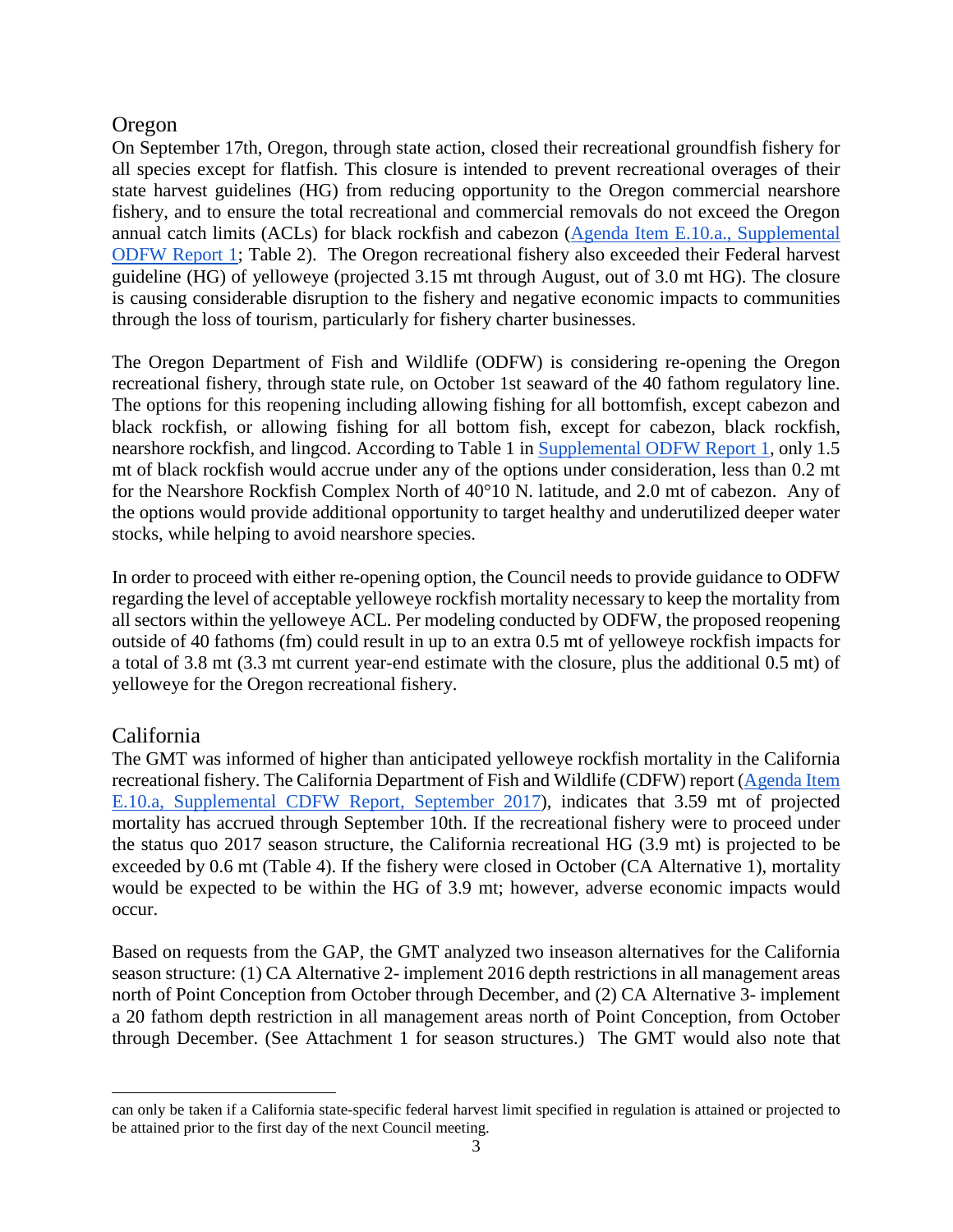## Oregon

On September 17th, Oregon, through state action, closed their recreational groundfish fishery for all species except for flatfish. This closure is intended to prevent recreational overages of their state harvest guidelines (HG) from reducing opportunity to the Oregon commercial nearshore fishery, and to ensure the total recreational and commercial removals do not exceed the Oregon annual catch limits (ACLs) for black rockfish and cabezon (Agenda Item E.10.a., Supplemental ODFW Report 1; Table 2). The Oregon recreational fishery also exceeded their Federal harvest guideline (HG) of yelloweye (projected 3.15 mt through August, out of 3.0 mt HG). The closure is causing considerable disruption to the fishery and negative economic impacts to communities through the loss of tourism, particularly for fishery charter businesses.

The Oregon Department of Fish and Wildlife (ODFW) is considering re-opening the Oregon recreational fishery, through state rule, on October 1st seaward of the 40 fathom regulatory line. The options for this reopening including allowing fishing for all bottomfish, except cabezon and black rockfish, or allowing fishing for all bottom fish, except for cabezon, black rockfish, nearshore rockfish, and lingcod. According to Table 1 in Supplemental ODFW Report 1, only 1.5 mt of black rockfish would accrue under any of the options under consideration, less than 0.2 mt for the Nearshore Rockfish Complex North of 40°10 N. latitude, and 2.0 mt of cabezon. Any of the options would provide additional opportunity to target healthy and underutilized deeper water stocks, while helping to avoid nearshore species.

In order to proceed with either re-opening option, the Council needs to provide guidance to ODFW regarding the level of acceptable yelloweye rockfish mortality necessary to keep the mortality from all sectors within the yelloweye ACL. Per modeling conducted by ODFW, the proposed reopening outside of 40 fathoms (fm) could result in up to an extra 0.5 mt of yelloweye rockfish impacts for a total of 3.8 mt (3.3 mt current year-end estimate with the closure, plus the additional 0.5 mt) of yelloweye for the Oregon recreational fishery.

## California

The GMT was informed of higher than anticipated yelloweye rockfish mortality in the California recreational fishery. The California Department of Fish and Wildlife (CDFW) report (Agenda Item E.10.a, Supplemental CDFW Report, September 2017), indicates that 3.59 mt of projected mortality has accrued through September 10th. If the recreational fishery were to proceed under the status quo 2017 season structure, the California recreational HG (3.9 mt) is projected to be exceeded by 0.6 mt (Table 4). If the fishery were closed in October (CA Alternative 1), mortality would be expected to be within the HG of 3.9 mt; however, adverse economic impacts would occur.

Based on requests from the GAP, the GMT analyzed two inseason alternatives for the California season structure: (1) CA Alternative 2- implement 2016 depth restrictions in all management areas north of Point Conception from October through December, and (2) CA Alternative 3- implement a 20 fathom depth restriction in all management areas north of Point Conception, from October through December. (See Attachment 1 for season structures.) The GMT would also note that

---

can only be taken if a California state-specific federal harvest limit specified in regulation is attained or projected to be attained prior to the first day of the next Council meeting.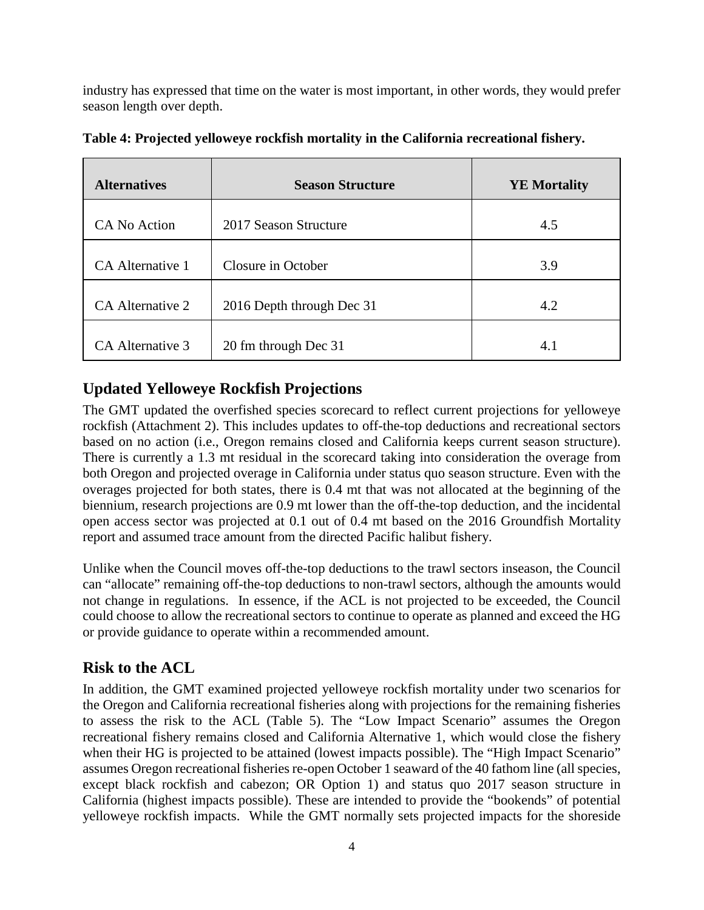industry has expressed that time on the water is most important, in other words, they would prefer season length over depth.

**Table 4: Projected yelloweye rockfish mortality in the California recreational fishery.**

| Alternatives | Season Structure | YE Mortality |
|---|---|---|
| CA No Action | 2017 Season Structure | 4.5 |
| CA Alternative 1 | Closure in October | 3.9 |
| CA Alternative 2 | 2016 Depth through Dec 31 | 4.2 |
| CA Alternative 3 | 20 fm through Dec 31 | 4.1 |

## Updated Yelloweye Rockfish Projections

The GMT updated the overfished species scorecard to reflect current projections for yelloweye rockfish (Attachment 2). This includes updates to off-the-top deductions and recreational sectors based on no action (i.e., Oregon remains closed and California keeps current season structure). There is currently a 1.3 mt residual in the scorecard taking into consideration the overage from both Oregon and projected overage in California under status quo season structure. Even with the overages projected for both states, there is 0.4 mt that was not allocated at the beginning of the biennium, research projections are 0.9 mt lower than the off-the-top deduction, and the incidental open access sector was projected at 0.1 out of 0.4 mt based on the 2016 Groundfish Mortality report and assumed trace amount from the directed Pacific halibut fishery.

Unlike when the Council moves off-the-top deductions to the trawl sectors inseason, the Council can "allocate" remaining off-the-top deductions to non-trawl sectors, although the amounts would not change in regulations. In essence, if the ACL is not projected to be exceeded, the Council could choose to allow the recreational sectors to continue to operate as planned and exceed the HG or provide guidance to operate within a recommended amount.

## Risk to the ACL

In addition, the GMT examined projected yelloweye rockfish mortality under two scenarios for the Oregon and California recreational fisheries along with projections for the remaining fisheries to assess the risk to the ACL (Table 5). The "Low Impact Scenario" assumes the Oregon recreational fishery remains closed and California Alternative 1, which would close the fishery when their HG is projected to be attained (lowest impacts possible). The "High Impact Scenario" assumes Oregon recreational fisheries re-open October 1 seaward of the 40 fathom line (all species, except black rockfish and cabezon; OR Option 1) and status quo 2017 season structure in California (highest impacts possible). These are intended to provide the "bookends" of potential yelloweye rockfish impacts. While the GMT normally sets projected impacts for the shoreside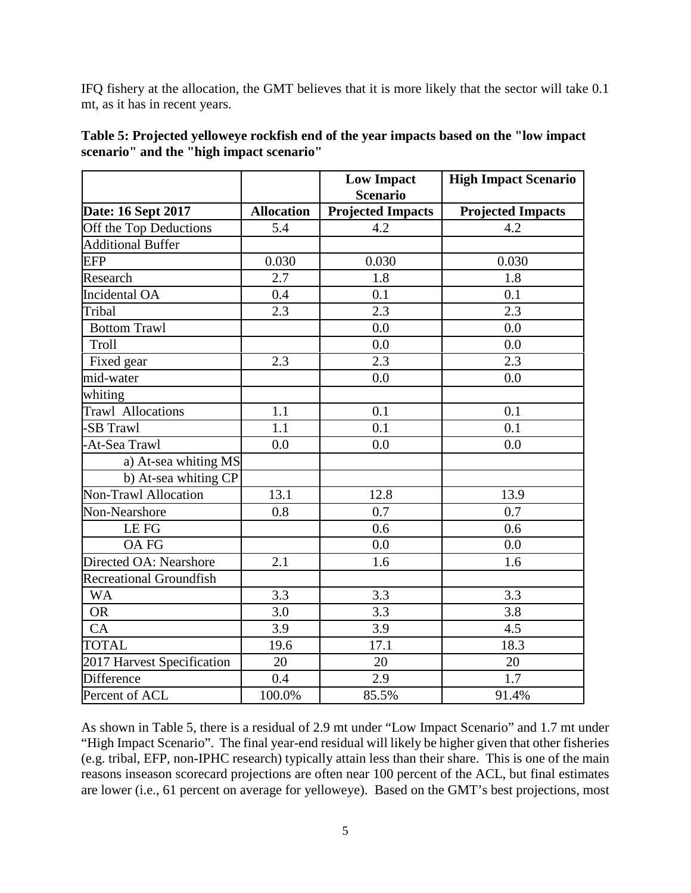IFQ fishery at the allocation, the GMT believes that it is more likely that the sector will take 0.1 mt, as it has in recent years.

**Table 5: Projected yelloweye rockfish end of the year impacts based on the "low impact scenario" and the "high impact scenario"**

| | | Low Impact Scenario | High Impact Scenario |
|---|---|---|---|
| **Date: 16 Sept 2017** | **Allocation** | **Projected Impacts** | **Projected Impacts** |
| Off the Top Deductions | 5.4 | 4.2 | 4.2 |
| Additional Buffer | | | |
| EFP | 0.030 | 0.030 | 0.030 |
| Research | 2.7 | 1.8 | 1.8 |
| Incidental OA | 0.4 | 0.1 | 0.1 |
| Tribal | 2.3 | 2.3 | 2.3 |
| Bottom Trawl | | 0.0 | 0.0 |
| Troll | | 0.0 | 0.0 |
| Fixed gear | 2.3 | 2.3 | 2.3 |
| mid-water | | 0.0 | 0.0 |
| whiting | | | |
| Trawl Allocations | 1.1 | 0.1 | 0.1 |
| -SB Trawl | 1.1 | 0.1 | 0.1 |
| -At-Sea Trawl | 0.0 | 0.0 | 0.0 |
| a) At-sea whiting MS | | | |
| b) At-sea whiting CP | | | |
| Non-Trawl Allocation | 13.1 | 12.8 | 13.9 |
| Non-Nearshore | 0.8 | 0.7 | 0.7 |
| LE FG | | 0.6 | 0.6 |
| OA FG | | 0.0 | 0.0 |
| Directed OA: Nearshore | 2.1 | 1.6 | 1.6 |
| Recreational Groundfish | | | |
| WA | 3.3 | 3.3 | 3.3 |
| OR | 3.0 | 3.3 | 3.8 |
| CA | 3.9 | 3.9 | 4.5 |
| TOTAL | 19.6 | 17.1 | 18.3 |
| 2017 Harvest Specification | 20 | 20 | 20 |
| Difference | 0.4 | 2.9 | 1.7 |
| Percent of ACL | 100.0% | 85.5% | 91.4% |

As shown in Table 5, there is a residual of 2.9 mt under "Low Impact Scenario" and 1.7 mt under "High Impact Scenario". The final year-end residual will likely be higher given that other fisheries (e.g. tribal, EFP, non-IPHC research) typically attain less than their share. This is one of the main reasons inseason scorecard projections are often near 100 percent of the ACL, but final estimates are lower (i.e., 61 percent on average for yelloweye). Based on the GMT's best projections, most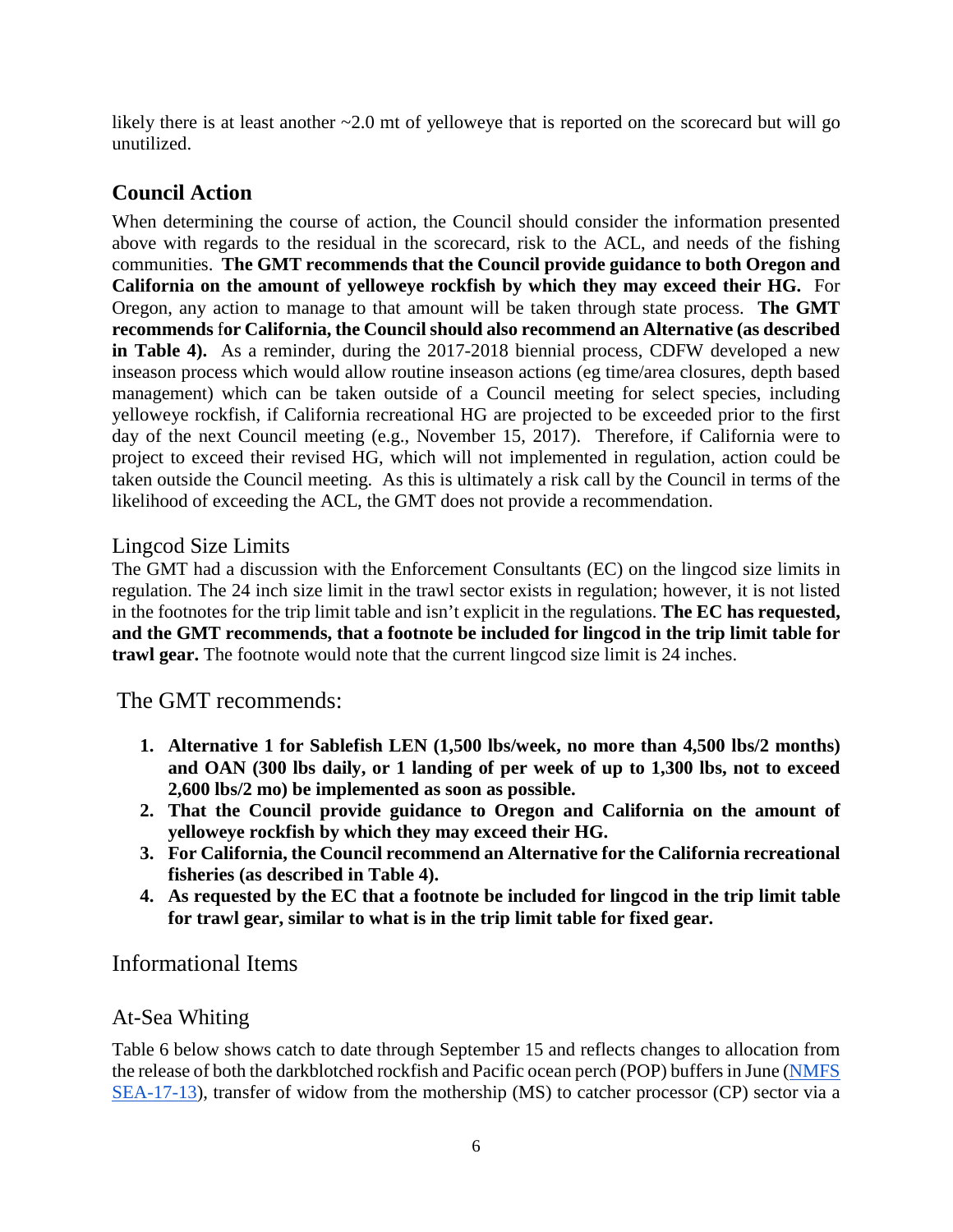likely there is at least another ~2.0 mt of yelloweye that is reported on the scorecard but will go unutilized.

## Council Action

When determining the course of action, the Council should consider the information presented above with regards to the residual in the scorecard, risk to the ACL, and needs of the fishing communities. **The GMT recommends that the Council provide guidance to both Oregon and California on the amount of yelloweye rockfish by which they may exceed their HG.** For Oregon, any action to manage to that amount will be taken through state process. **The GMT recommends for California, the Council should also recommend an Alternative (as described in Table 4).** As a reminder, during the 2017-2018 biennial process, CDFW developed a new inseason process which would allow routine inseason actions (eg time/area closures, depth based management) which can be taken outside of a Council meeting for select species, including yelloweye rockfish, if California recreational HG are projected to be exceeded prior to the first day of the next Council meeting (e.g., November 15, 2017). Therefore, if California were to project to exceed their revised HG, which will not implemented in regulation, action could be taken outside the Council meeting. As this is ultimately a risk call by the Council in terms of the likelihood of exceeding the ACL, the GMT does not provide a recommendation.

### Lingcod Size Limits

The GMT had a discussion with the Enforcement Consultants (EC) on the lingcod size limits in regulation. The 24 inch size limit in the trawl sector exists in regulation; however, it is not listed in the footnotes for the trip limit table and isn't explicit in the regulations. **The EC has requested, and the GMT recommends, that a footnote be included for lingcod in the trip limit table for trawl gear.** The footnote would note that the current lingcod size limit is 24 inches.

## The GMT recommends:

1. **Alternative 1 for Sablefish LEN (1,500 lbs/week, no more than 4,500 lbs/2 months) and OAN (300 lbs daily, or 1 landing of per week of up to 1,300 lbs, not to exceed 2,600 lbs/2 mo) be implemented as soon as possible.**
2. **That the Council provide guidance to Oregon and California on the amount of yelloweye rockfish by which they may exceed their HG.**
3. **For California, the Council recommend an Alternative for the California recreational fisheries (as described in Table 4).**
4. **As requested by the EC that a footnote be included for lingcod in the trip limit table for trawl gear, similar to what is in the trip limit table for fixed gear.**

## Informational Items

### At-Sea Whiting

Table 6 below shows catch to date through September 15 and reflects changes to allocation from the release of both the darkblotched rockfish and Pacific ocean perch (POP) buffers in June (NMFS SEA-17-13), transfer of widow from the mothership (MS) to catcher processor (CP) sector via a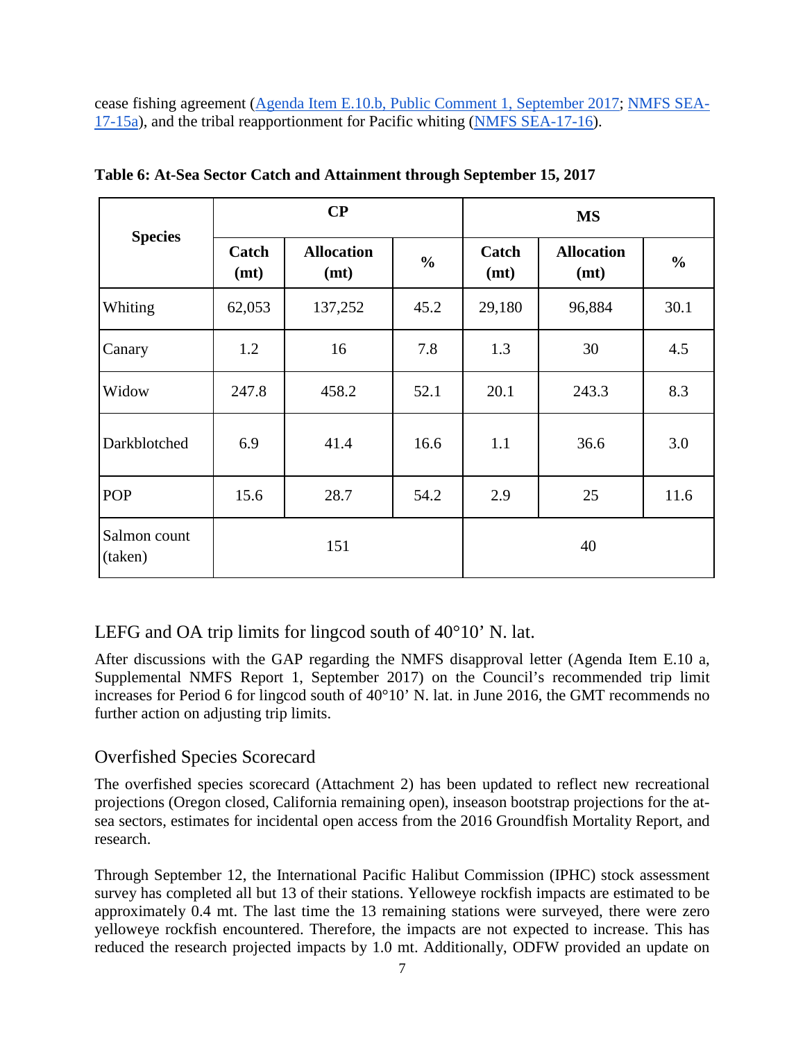cease fishing agreement (Agenda Item E.10.b, Public Comment 1, September 2017; NMFS SEA-17-15a), and the tribal reapportionment for Pacific whiting (NMFS SEA-17-16).

**Table 6: At-Sea Sector Catch and Attainment through September 15, 2017**

| Species | CP | | | MS | | |
|---|---|---|---|---|---|---|
| | Catch (mt) | Allocation (mt) | % | Catch (mt) | Allocation (mt) | % |
| Whiting | 62,053 | 137,252 | 45.2 | 29,180 | 96,884 | 30.1 |
| Canary | 1.2 | 16 | 7.8 | 1.3 | 30 | 4.5 |
| Widow | 247.8 | 458.2 | 52.1 | 20.1 | 243.3 | 8.3 |
| Darkblotched | 6.9 | 41.4 | 16.6 | 1.1 | 36.6 | 3.0 |
| POP | 15.6 | 28.7 | 54.2 | 2.9 | 25 | 11.6 |
| Salmon count (taken) | 151 | | | 40 | | |

## LEFG and OA trip limits for lingcod south of 40°10' N. lat.

After discussions with the GAP regarding the NMFS disapproval letter (Agenda Item E.10 a, Supplemental NMFS Report 1, September 2017) on the Council's recommended trip limit increases for Period 6 for lingcod south of 40°10' N. lat. in June 2016, the GMT recommends no further action on adjusting trip limits.

## Overfished Species Scorecard

The overfished species scorecard (Attachment 2) has been updated to reflect new recreational projections (Oregon closed, California remaining open), inseason bootstrap projections for the at-sea sectors, estimates for incidental open access from the 2016 Groundfish Mortality Report, and research.

Through September 12, the International Pacific Halibut Commission (IPHC) stock assessment survey has completed all but 13 of their stations. Yelloweye rockfish impacts are estimated to be approximately 0.4 mt. The last time the 13 remaining stations were surveyed, there were zero yelloweye rockfish encountered. Therefore, the impacts are not expected to increase. This has reduced the research projected impacts by 1.0 mt. Additionally, ODFW provided an update on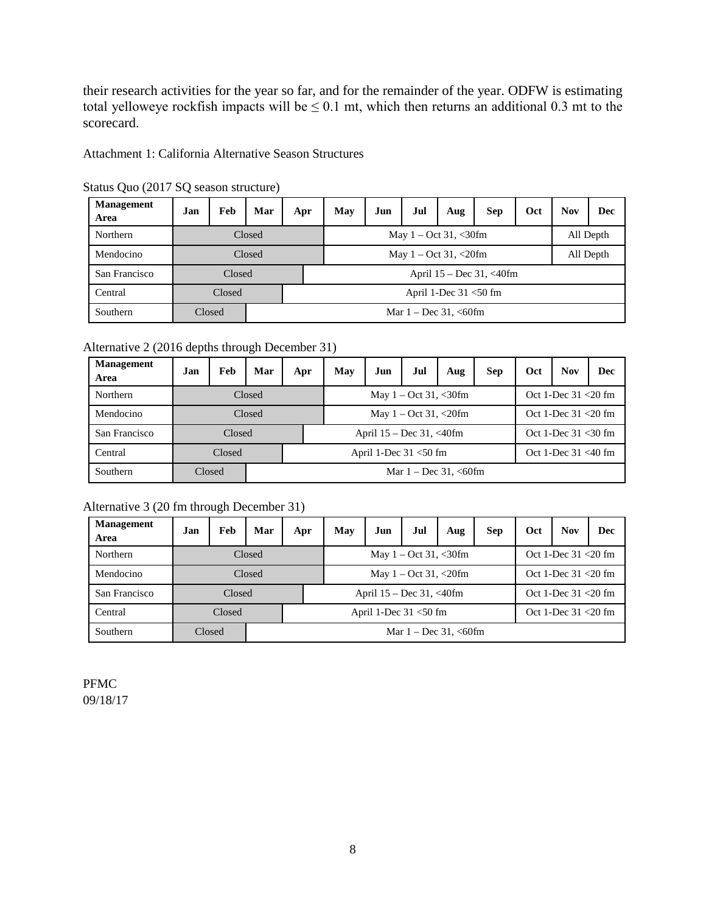their research activities for the year so far, and for the remainder of the year. ODFW is estimating total yelloweye rockfish impacts will be ≤ 0.1 mt, which then returns an additional 0.3 mt to the scorecard.

Attachment 1: California Alternative Season Structures

Status Quo (2017 SQ season structure)

| Management Area | Jan | Feb | Mar | Apr | May | Jun | Jul | Aug | Sep | Oct | Nov | Dec |
|---|---|---|---|---|---|---|---|---|---|---|---|---|
| Northern | Closed | | | | May 1 – Oct 31, <30fm | | | | | | All Depth | |
| Mendocino | Closed | | | | May 1 – Oct 31, <20fm | | | | | | All Depth | |
| San Francisco | Closed | | | April 15 – Dec 31, <40fm | | | | | | | | |
| Central | Closed | | | April 1-Dec 31 <50 fm | | | | | | | | |
| Southern | Closed | | Mar 1 – Dec 31, <60fm | | | | | | | | | |

Alternative 2 (2016 depths through December 31)

| Management Area | Jan | Feb | Mar | Apr | May | Jun | Jul | Aug | Sep | Oct | Nov | Dec |
|---|---|---|---|---|---|---|---|---|---|---|---|---|
| Northern | Closed | | | | May 1 – Oct 31, <30fm | | | | | Oct 1-Dec 31 <20 fm | | |
| Mendocino | Closed | | | | May 1 – Oct 31, <20fm | | | | | Oct 1-Dec 31 <20 fm | | |
| San Francisco | Closed | | | April 15 – Dec 31, <40fm | | | | | | Oct 1-Dec 31 <30 fm | | |
| Central | Closed | | | April 1-Dec 31 <50 fm | | | | | | Oct 1-Dec 31 <40 fm | | |
| Southern | Closed | | Mar 1 – Dec 31, <60fm | | | | | | | | | |

Alternative 3 (20 fm through December 31)

| Management Area | Jan | Feb | Mar | Apr | May | Jun | Jul | Aug | Sep | Oct | Nov | Dec |
|---|---|---|---|---|---|---|---|---|---|---|---|---|
| Northern | Closed | | | | May 1 – Oct 31, <30fm | | | | | Oct 1-Dec 31 <20 fm | | |
| Mendocino | Closed | | | | May 1 – Oct 31, <20fm | | | | | Oct 1-Dec 31 <20 fm | | |
| San Francisco | Closed | | | April 15 – Dec 31, <40fm | | | | | | Oct 1-Dec 31 <20 fm | | |
| Central | Closed | | | April 1-Dec 31 <50 fm | | | | | | Oct 1-Dec 31 <20 fm | | |
| Southern | Closed | | Mar 1 – Dec 31, <60fm | | | | | | | | | |

PFMC
09/18/17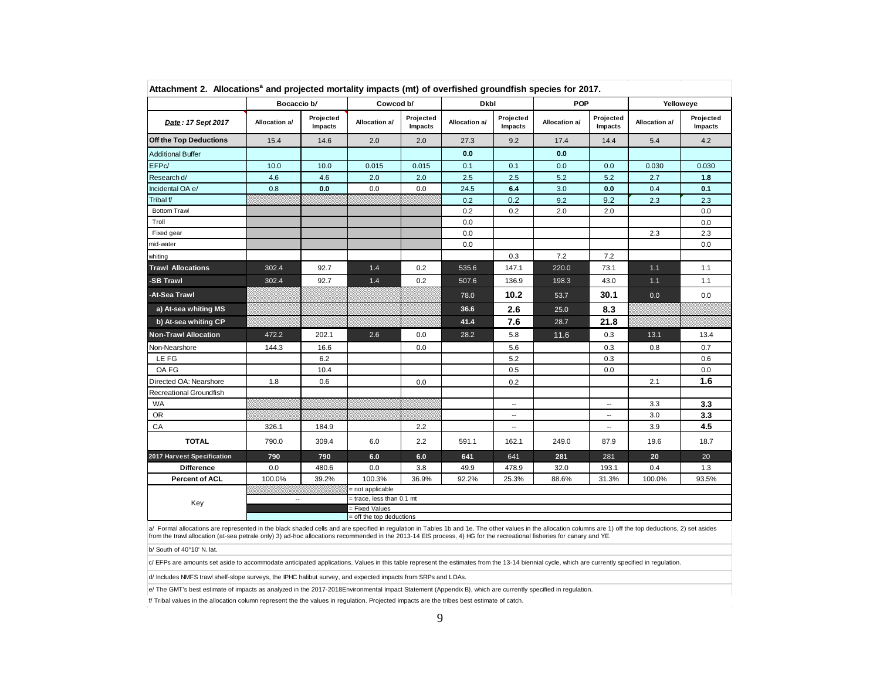Attachment 2. Allocations[a] and projected mortality impacts (mt) of overfished groundfish species for 2017.

| | Bocaccio b/ | | Cowcod b/ | | Dkbl | | POP | | Yelloweye | |
|---|---|---|---|---|---|---|---|---|---|---|
| ***Date*: 17 Sept 2017** | **Allocation a/** | **Projected Impacts** | **Allocation a/** | **Projected Impacts** | **Allocation a/** | **Projected Impacts** | **Allocation a/** | **Projected Impacts** | **Allocation a/** | **Projected Impacts** |
| **Off the Top Deductions** | 15.4 | 14.6 | 2.0 | 2.0 | 27.3 | 9.2 | 17.4 | 14.4 | 5.4 | 4.2 |
| Additional Buffer | | | | | **0.0** | | **0.0** | | | |
| EFPc/ | 10.0 | 10.0 | 0.015 | 0.015 | 0.1 | 0.1 | 0.0 | 0.0 | 0.030 | 0.030 |
| Research d/ | 4.6 | 4.6 | 2.0 | 2.0 | 2.5 | 2.5 | 5.2 | 5.2 | 2.7 | **1.8** |
| Incidental OA e/ | 0.8 | **0.0** | 0.0 | 0.0 | 24.5 | **6.4** | 3.0 | **0.0** | 0.4 | **0.1** |
| Tribal f/ | | | | | 0.2 | 0.2 | 9.2 | 9.2 | 2.3 | 2.3 |
| Bottom Trawl | | | | | 0.2 | 0.2 | 2.0 | 2.0 | | 0.0 |
| Troll | | | | | 0.0 | | | | | 0.0 |
| Fixed gear | | | | | 0.0 | | | | 2.3 | 2.3 |
| mid-water | | | | | 0.0 | | | | | 0.0 |
| whiting | | | | | | 0.3 | 7.2 | 7.2 | | |
| **Trawl Allocations** | 302.4 | 92.7 | 1.4 | 0.2 | 535.6 | 147.1 | 220.0 | 73.1 | 1.1 | 1.1 |
| **-SB Trawl** | 302.4 | 92.7 | 1.4 | 0.2 | 507.6 | 136.9 | 198.3 | 43.0 | 1.1 | 1.1 |
| **-At-Sea Trawl** | | | | | 78.0 | **10.2** | 53.7 | **30.1** | 0.0 | 0.0 |
| **a) At-sea whiting MS** | | | | | **36.6** | **2.6** | 25.0 | **8.3** | | |
| **b) At-sea whiting CP** | | | | | **41.4** | **7.6** | 28.7 | **21.8** | | |
| **Non-Trawl Allocation** | 472.2 | 202.1 | 2.6 | 0.0 | 28.2 | 5.8 | 11.6 | 0.3 | 13.1 | 13.4 |
| Non-Nearshore | 144.3 | 16.6 | | 0.0 | | 5.6 | | 0.3 | 0.8 | 0.7 |
| LE FG | | 6.2 | | | | 5.2 | | 0.3 | | 0.6 |
| OA FG | | 10.4 | | | | 0.5 | | 0.0 | | 0.0 |
| Directed OA: Nearshore | 1.8 | 0.6 | | 0.0 | | 0.2 | | | 2.1 | **1.6** |
| Recreational Groundfish | | | | | | | | | | |
| WA | | | | | | -- | | -- | 3.3 | **3.3** |
| OR | | | | | | -- | | -- | 3.0 | **3.3** |
| CA | 326.1 | 184.9 | | 2.2 | | -- | | -- | 3.9 | **4.5** |
| **TOTAL** | 790.0 | 309.4 | 6.0 | 2.2 | 591.1 | 162.1 | 249.0 | 87.9 | 19.6 | 18.7 |
| **2017 Harvest Specification** | **790** | **790** | **6.0** | **6.0** | **641** | 641 | **281** | 281 | **20** | 20 |
| **Difference** | 0.0 | 480.6 | 0.0 | 3.8 | 49.9 | 478.9 | 32.0 | 193.1 | 0.4 | 1.3 |
| **Percent of ACL** | 100.0% | 39.2% | 100.3% | 36.9% | 92.2% | 25.3% | 88.6% | 31.3% | 100.0% | 93.5% |

Key:
- (hatched) = not applicable
- -- = trace, less than 0.1 mt
- (black) = Fixed Values
- (light blue) = off the top deductions

a/ Formal allocations are represented in the black shaded cells and are specified in regulation in Tables 1b and 1e. The other values in the allocation columns are 1) off the top deductions, 2) set asides from the trawl allocation (at-sea petrale only) 3) ad-hoc allocations recommended in the 2013-14 EIS process, 4) HG for the recreational fisheries for canary and YE.

b/ South of 40°10' N. lat.

c/ EFPs are amounts set aside to accommodate anticipated applications. Values in this table represent the estimates from the 13-14 biennial cycle, which are currently specified in regulation.

d/ Includes NMFS trawl shelf-slope surveys, the IPHC halibut survey, and expected impacts from SRPs and LOAs.

e/ The GMT's best estimate of impacts as analyzed in the 2017-2018Environmental Impact Statement (Appendix B), which are currently specified in regulation.

f/ Tribal values in the allocation column represent the the values in regulation. Projected impacts are the tribes best estimate of catch.